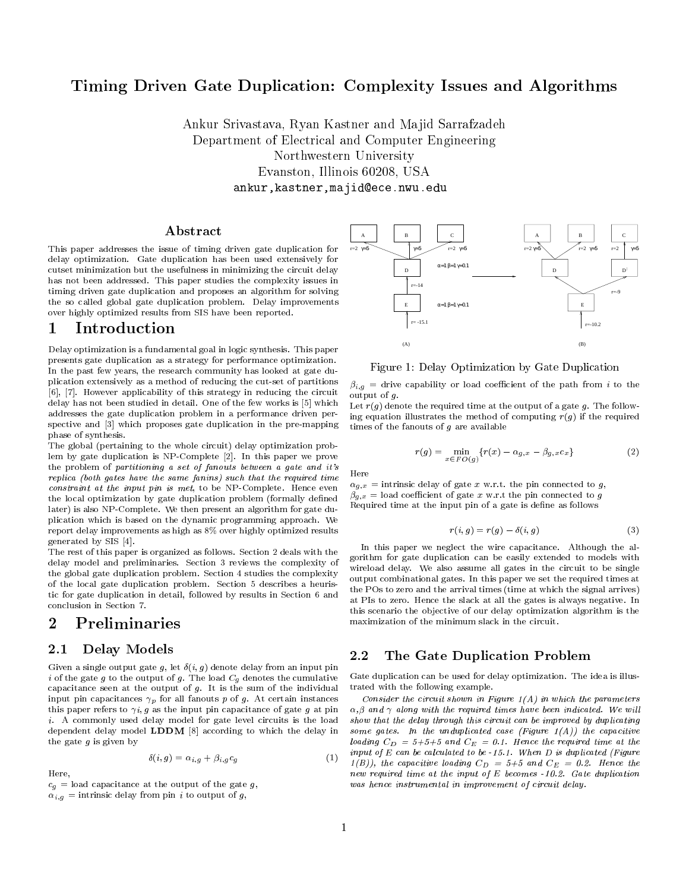# Timing Driven Gate Duplication: Complexity Issues and Algorithms

Ankur Srivastava, Ryan Kastner and Majid Sarrafzadeh
Department of Electrical and Computer Engineering
Northwestern University
Evanston, Illinois 60208, USA
ankur,kastner,majid@ece.nwu.edu

## Abstract

This paper addresses the issue of timing driven gate duplication for delay optimization. Gate duplication has been used extensively for cutset minimization but the usefulness in minimizing the circuit delay has not been addressed. This paper studies the complexity issues in timing driven gate duplication and proposes an algorithm for solving the so called global gate duplication problem. Delay improvements over highly optimized results from SIS have been reported.

# 1 Introduction

Delay optimization is a fundamental goal in logic synthesis. This paper presents gate duplication as a strategy for performance optimization. In the past few years, the research community has looked at gate duplication extensively as a method of reducing the cut-set of partitions [6], [7]. However applicability of this strategy in reducing the circuit delay has not been studied in detail. One of the few works is [5] which addresses the gate duplication problem in a performance driven perspective and [3] which proposes gate duplication in the pre-mapping phase of synthesis.

The global (pertaining to the whole circuit) delay optimization problem by gate duplication is NP-Complete [2]. In this paper we prove the problem of *partitioning a set of fanouts between a gate and it's replica (both gates have the same fanins) such that the required time constraint at the input pin is met*, to be NP-Complete. Hence even the local optimization by gate duplication problem (formally defined later) is also NP-Complete. We then present an algorithm for gate duplication which is based on the dynamic programming approach. We report delay improvements as high as 8% over highly optimized results generated by SIS [4].

The rest of this paper is organized as follows. Section 2 deals with the delay model and preliminaries. Section 3 reviews the complexity of the global gate duplication problem. Section 4 studies the complexity of the local gate duplication problem. Section 5 describes a heuristic for gate duplication in detail, followed by results in Section 6 and conclusion in Section 7.

# 2 Preliminaries

## 2.1 Delay Models

Given a single output gate $g$, let $\delta(i, g)$ denote delay from an input pin $i$ of the gate $g$ to the output of $g$. The load $C_g$ denotes the cumulative capacitance seen at the output of $g$. It is the sum of the individual input pin capacitances $\gamma_p$ for all fanouts $p$ of $g$. At certain instances this paper refers to $\gamma i, g$ as the input pin capacitance of gate $g$ at pin $i$. A commonly used delay model for gate level circuits is the load dependent delay model **LDDM** [8] according to which the delay in the gate $g$ is given by

$$\delta(i, g) = \alpha_{i,g} + \beta_{i,g} c_g \tag{1}$$

Here,
$c_g$ = load capacitance at the output of the gate $g$,
$\alpha_{i,g}$ = intrinsic delay from pin $i$ to output of $g$,

Figure 1: Delay Optimization by Gate Duplication

$\beta_{i,g}$ = drive capability or load coefficient of the path from $i$ to the output of $g$.

Let $r(g)$ denote the required time at the output of a gate $g$. The following equation illustrates the method of computing $r(g)$ if the required times of the fanouts of $g$ are available

$$r(g) = \min_{x \in FO(g)} \{r(x) - \alpha_{g,x} - \beta_{g,x} c_x\} \tag{2}$$

Here
$\alpha_{g,x}$ = intrinsic delay of gate $x$ w.r.t. the pin connected to $g$,
$\beta_{g,x}$ = load coefficient of gate $x$ w.r.t the pin connected to $g$
Required time at the input pin of a gate is define as follows

$$r(i, g) = r(g) - \delta(i, g) \tag{3}$$

In this paper we neglect the wire capacitance. Although the algorithm for gate duplication can be easily extended to models with wireload delay. We also assume all gates in the circuit to be single output combinational gates. In this paper we set the required times at the POs to zero and the arrival times (time at which the signal arrives) at PIs to zero. Hence the slack at all the gates is always negative. In this scenario the objective of our delay optimization algorithm is the maximization of the minimum slack in the circuit.

## 2.2 The Gate Duplication Problem

Gate duplication can be used for delay optimization. The idea is illustrated with the following example.

*Consider the circuit shown in Figure 1(A) in which the parameters $\alpha$, $\beta$ and $\gamma$ along with the required times have been indicated. We will show that the delay through this circuit can be improved by duplicating some gates. In the unduplicated case (Figure 1(A)) the capacitive loading $C_D$ = 5+5+5 and $C_E$ = 0.1. Hence the required time at the input of E can be calculated to be -15.1. When D is duplicated (Figure 1(B)), the capacitive loading $C_D$ = 5+5 and $C_E$ = 0.2. Hence the new required time at the input of E becomes -10.2. Gate duplication was hence instrumental in improvement of circuit delay.*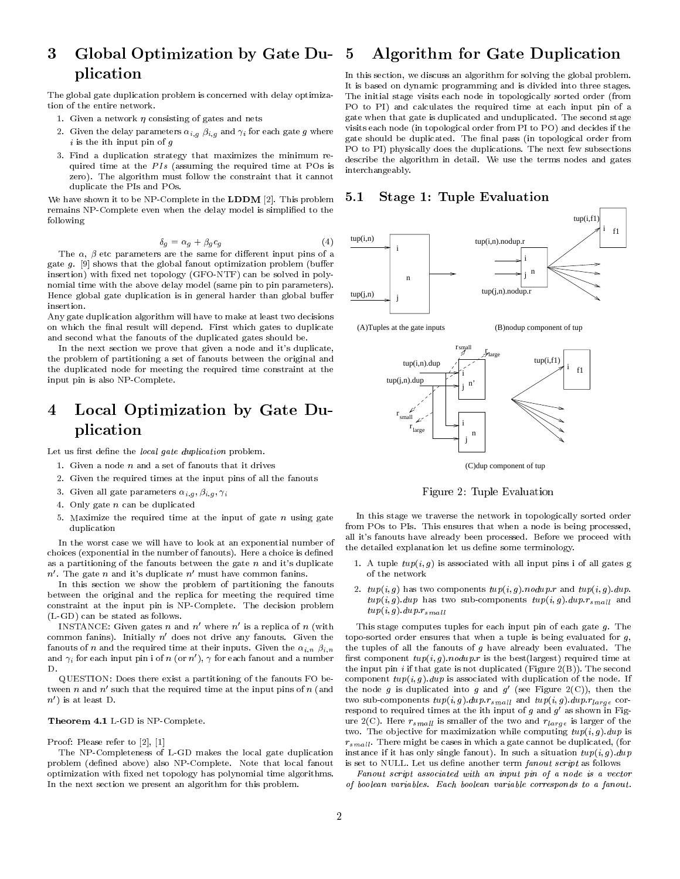## 3 Global Optimization by Gate Duplication

The global gate duplication problem is concerned with delay optimization of the entire network.

1. Given a network $\eta$ consisting of gates and nets
2. Given the delay parameters $\alpha_{i,g}$ $\beta_{i,g}$ and $\gamma_i$ for each gate $g$ where $i$ is the ith input pin of $g$
3. Find a duplication strategy that maximizes the minimum required time at the $PIs$ (assuming the required time at POs is zero). The algorithm must follow the constraint that it cannot duplicate the PIs and POs.

We have shown it to be NP-Complete in the **LDDM** [2]. This problem remains NP-Complete even when the delay model is simplified to the following

$$\delta_g = \alpha_g + \beta_g c_g \qquad (4)$$

The $\alpha$, $\beta$ etc parameters are the same for different input pins of a gate $g$. [9] shows that the global fanout optimization problem (buffer insertion) with fixed net topology (GFO-NTF) can be solved in polynomial time with the above delay model (same pin to pin parameters). Hence global gate duplication is in general harder than global buffer insertion.

Any gate duplication algorithm will have to make at least two decisions on which the final result will depend. First which gates to duplicate and second what the fanouts of the duplicated gates should be.

In the next section we prove that given a node and it's duplicate, the problem of partitioning a set of fanouts between the original and the duplicated node for meeting the required time constraint at the input pin is also NP-Complete.

## 4 Local Optimization by Gate Duplication

Let us first define the *local gate duplication* problem.

1. Given a node $n$ and a set of fanouts that it drives
2. Given the required times at the input pins of all the fanouts
3. Given all gate parameters $\alpha_{i,g}, \beta_{i,g}, \gamma_i$
4. Only gate $n$ can be duplicated
5. Maximize the required time at the input of gate $n$ using gate duplication

In the worst case we will have to look at an exponential number of choices (exponential in the number of fanouts). Here a choice is defined as a partitioning of the fanouts between the gate $n$ and it's duplicate $n'$. The gate $n$ and it's duplicate $n'$ must have common fanins.

In this section we show the problem of partitioning the fanouts between the original and the replica for meeting the required time constraint at the input pin is NP-Complete. The decision problem (L-GD) can be stated as follows.

INSTANCE: Given gates $n$ and $n'$ where $n'$ is a replica of $n$ (with common fanins). Initially $n'$ does not drive any fanouts. Given the fanouts of $n$ and the required time at their inputs. Given the $\alpha_{i,n}$ $\beta_{i,n}$ and $\gamma_i$ for each input pin i of $n$ (or $n'$), $\gamma$ for each fanout and a number D.

QUESTION: Does there exist a partitioning of the fanouts FO between $n$ and $n'$ such that the required time at the input pins of $n$ (and $n'$) is at least D.

**Theorem 4.1** L-GD is NP-Complete.

Proof: Please refer to [2], [1]

The NP-Completeness of L-GD makes the local gate duplication problem (defined above) also NP-Complete. Note that local fanout optimization with fixed net topology has polynomial time algorithms. In the next section we present an algorithm for this problem.

## 5 Algorithm for Gate Duplication

In this section, we discuss an algorithm for solving the global problem. It is based on dynamic programming and is divided into three stages. The initial stage visits each node in topologically sorted order (from PO to PI) and calculates the required time at each input pin of a gate when that gate is duplicated and unduplicated. The second stage visits each node (in topological order from PI to PO) and decides if the gate should be duplicated. The final pass (in topological order from PO to PI) physically does the duplications. The next few subsections describe the algorithm in detail. We use the terms nodes and gates interchangeably.

### 5.1 Stage 1: Tuple Evaluation

(A)Tuples at the gate inputs

(B)nodup component of tup

(C)dup component of tup

Figure 2: Tuple Evaluation

In this stage we traverse the network in topologically sorted order from POs to PIs. This ensures that when a node is being processed, all it's fanouts have already been processed. Before we proceed with the detailed explanation let us define some terminology.

1. A tuple $tup(i, g)$ is associated with all input pins i of all gates g of the network
2. $tup(i, g)$ has two components $tup(i, g).nodup.r$ and $tup(i, g).dup$. $tup(i, g).dup$ has two sub-components $tup(i, g).dup.r_{small}$ and $tup(i, g).dup.r_{small}$

This stage computes tuples for each input pin of each gate $g$. The topo-sorted order ensures that when a tuple is being evaluated for $g$, the tuples of all the fanouts of $g$ have already been evaluated. The first component $tup(i, g).nodup.r$ is the best(largest) required time at the input pin $i$ if that gate is not duplicated (Figure 2(B)). The second component $tup(i, g).dup$ is associated with duplication of the node. If the node $g$ is duplicated into $g$ and $g'$ (see Figure 2(C)), then the two sub-components $tup(i, g).dup.r_{small}$ and $tup(i, g).dup.r_{large}$ correspond to required times at the ith input of $g$ and $g'$ as shown in Figure 2(C). Here $r_{small}$ is smaller of the two and $r_{large}$ is larger of the two. The objective for maximization while computing $tup(i, g).dup$ is $r_{small}$. There might be cases in which a gate cannot be duplicated, (for instance if it has only single fanout). In such a situation $tup(i, g).dup$ is set to NULL. Let us define another term *fanout script* as follows

*Fanout script associated with an input pin of a node is a vector of boolean variables. Each boolean variable corresponds to a fanout.*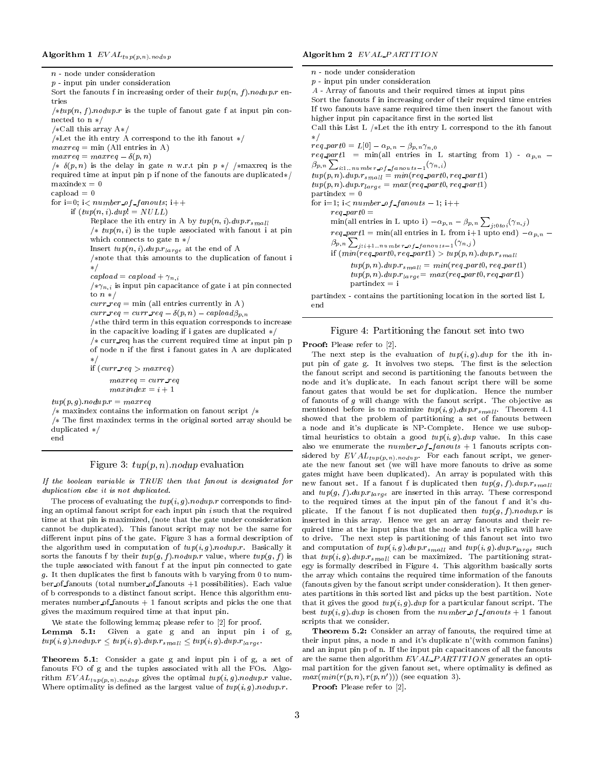**Algorithm 1** $EVAL_{tup(p,n).nodup}$

```
n - node under consideration
p - input pin under consideration
Sort the fanouts f in increasing order of their tup(n, f).nodup.r entries
/*tup(n, f).nodup.r is the tuple of fanout gate f at input pin connected to n */
/*Call this array A*/
/*Let the ith entry A correspond to the ith fanout */
maxreq = min (All entries in A)
maxreq = maxreq − δ(p, n)
/* δ(p, n) is the delay in gate n w.r.t pin p */ /*maxreq is the required time at input pin p if none of the fanouts are duplicated*/
maxindex = 0
capload = 0
for i=0; i< number_of_fanouts; i++
    if (tup(n, i).dup! = NULL)
        Replace the ith entry in A by tup(n, i).dup.r_small
        /* tup(n, i) is the tuple associated with fanout i at pin which connects to gate n */
        Insert tup(n, i).dup.r_large at the end of A
        /*note that this amounts to the duplication of fanout i */
        capload = capload + γ_{n,i}
        /*γ_{n,i} is input pin capacitance of gate i at pin connected to n */
        curr_req = min (all entries currently in A)
        curr_req = curr_req − δ(p, n) − capload β_{p,n}
        /*the third term in this equation corresponds to increase in the capacitive loading if i gates are duplicated */
        /* curr_req has the current required time at input pin p of node n if the first i fanout gates in A are duplicated */
        if (curr_req > maxreq)
            maxreq = curr_req
            maxindex = i + 1
tup(p, g).nodup.r = maxreq
/* maxindex contains the information on fanout script /*
/* The first maxindex terms in the original sorted array should be duplicated */
end
```

Figure 3: $tup(p, n).nodup$ evaluation

*If the boolean variable is TRUE then that fanout is designated for duplication else it is not duplicated.*

The process of evaluating the $tup(i, g).nodup.r$ corresponds to finding an optimal fanout script for each input pin $i$ such that the required time at that pin is maximized, (note that the gate under consideration cannot be duplicated). This fanout script may not be the same for different input pins of the gate. Figure 3 has a formal description of the algorithm used in computation of $tup(i, g).nodup.r$. Basically it sorts the fanouts f by their $tup(g, f).nodup.r$ value, where $tup(g, f)$ is the tuple associated with fanout f at the input pin connected to gate $g$. It then duplicates the first b fanouts with b varying from 0 to number_of_fanouts (total number_of_fanouts +1 possibilities). Each value of b corresponds to a distinct fanout script. Hence this algorithm enumerates number_of_fanouts + 1 fanout scripts and picks the one that gives the maximum required time at that input pin.

We state the following lemma; please refer to [2] for proof.

**Lemma 5.1:** Given a gate g and an input pin i of g, $tup(i, g).nodup.r \leq tup(i, g).dup.r_{small} \leq tup(i, g).dup.r_{large}$.

**Theorem 5.1**: Consider a gate g and input pin i of g, a set of fanouts FO of g and the tuples associated with all the FOs. Algorithm $EVAL_{tup(p,n).nodup}$ gives the optimal $tup(i, g).nodup.r$ value. Where optimality is defined as the largest value of $tup(i, g).nodup.r$.

**Algorithm 2** $EVAL\_PARTITION$

```
n - node under consideration
p - input pin under consideration
A - Array of fanouts and their required times at input pins
Sort the fanouts f in increasing order of their required time entries
If two fanouts have same required time then insert the fanout with higher input pin capacitance first in the sorted list
Call this List L /*Let the ith entry L correspond to the ith fanout */
req_part0 = L[0] − α_{p,n} − β_{p,n} γ_{n,0}
req_part1 = min(all entries in L starting from 1) − α_{p,n} − β_{p,n} Σ_{i:1..number_of_fanouts−1}(γ_{n,i})
tup(p, n).dup.r_small = min(req_part0, req_part1)
tup(p, n).dup.r_large = max(req_part0, req_part1)
partindex = 0
for i=1; i< number_of_fanouts − 1; i++
    req_part0 = min(all entries in L upto i) − α_{p,n} − β_{p,n} Σ_{j:0 to i}(γ_{n,j})
    req_part1 = min(all entries in L from i+1 upto end) − α_{p,n} − β_{p,n} Σ_{j:i+1..number_of_fanouts−1}(γ_{n,j})
    if (min(req_part0, req_part1) > tup(p, n).dup.r_small
        tup(p, n).dup.r_small = min(req_part0, req_part1)
        tup(p, n).dup.r_large = max(req_part0, req_part1)
        partindex = i
partindex - contains the partitioning location in the sorted list L
end
```

Figure 4: Partitioning the fanout set into two

**Proof:** Please refer to [2].

The next step is the evaluation of $tup(i, g).dup$ for the ith input pin of gate g. It involves two steps. The first is the selection the fanout script and second is partitioning the fanouts between the node and it's duplicate. In each fanout script there will be some fanout gates that would be set for duplication. Hence the number of fanouts of $g$ will change with the fanout script. The objective as mentioned before is to maximize $tup(i, g).dup.r_{small}$. Theorem 4.1 showed that the problem of partitioning a set of fanouts between a node and it's duplicate is NP-Complete. Hence we use suboptimal heuristics to obtain a good $tup(i, g).dup$ value. In this case also we enumerate the $number\_of\_fanouts + 1$ fanouts scripts considered by $EVAL_{tup(p,n).nodup}$. For each fanout script, we generate the new fanout set (we will have more fanouts to drive as some gates might have been duplicated). An array is populated with this new fanout set. If a fanout f is duplicated then $tup(g, f).dup.r_{small}$ and $tup(g, f).dup.r_{large}$ are inserted in this array. These correspond to the required times at the input pin of the fanout f and it's duplicate. If the fanout f is not duplicated then $tup(g, f).nodup.r$ is inserted in this array. Hence we get an array fanouts and their required time at the input pins that the node and it's replica will have to drive. The next step is partitioning of this fanout set into two and computation of $tup(i, g).dup.r_{small}$ and $tup(i, g).dup.r_{large}$ such that $tup(i, g).dup.r_{small}$ can be maximized. The partitioning strategy is formally described in Figure 4. This algorithm basically sorts the array which contains the required time information of the fanouts (fanouts given by the fanout script under consideration). It then generates partitions in this sorted list and picks up the best partition. Note that it gives the good $tup(i, g).dup$ for a particular fanout script. The best $tup(i, g).dup$ is chosen from the $number\_of\_fanouts + 1$ fanout scripts that we consider.

**Theorem 5.2:** Consider an array of fanouts, the required time at their input pins, a node n and it's duplicate n'(with common fanins) and an input pin p of n. If the input pin capacitances of all the fanouts are the same then algorithm $EVAL\_PARTITION$ generates an optimal partition for the given fanout set, where optimality is defined as $max(min(r(p, n), r(p, n')))$ (see equation 3).

**Proof:** Please refer to [2].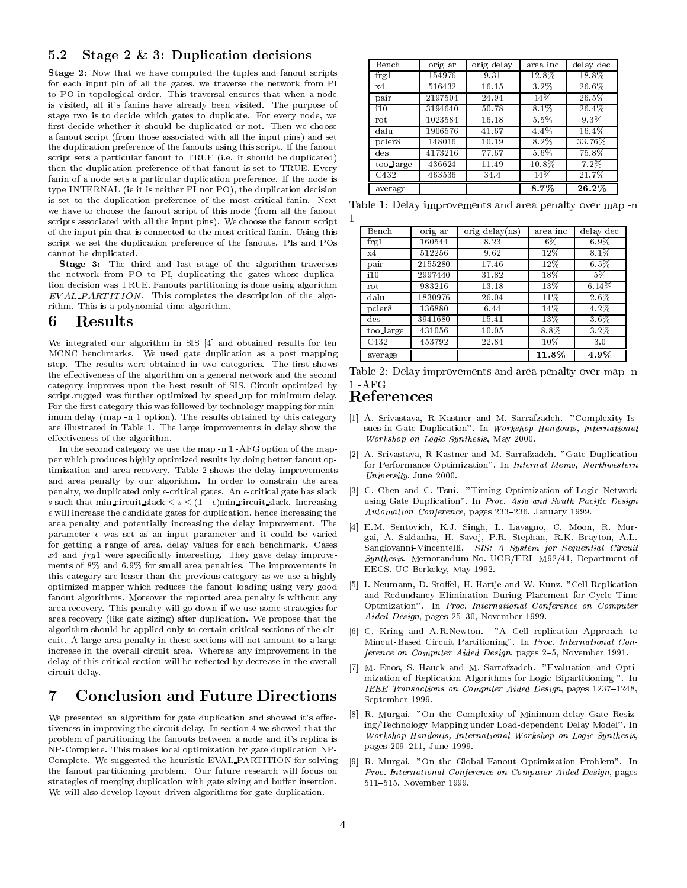### 5.2 Stage 2 & 3: Duplication decisions

**Stage 2:** Now that we have computed the tuples and fanout scripts for each input pin of all the gates, we traverse the network from PI to PO in topological order. This traversal ensures that when a node is visited, all it's fanins have already been visited. The purpose of stage two is to decide which gates to duplicate. For every node, we first decide whether it should be duplicated or not. Then we choose a fanout script (from those associated with all the input pins) and set the duplication preference of the fanouts using this script. If the fanout script sets a particular fanout to TRUE (i.e. it should be duplicated) then the duplication preference of that fanout is set to TRUE. Every fanin of a node sets a particular duplication preference. If the node is type INTERNAL (ie it is neither PI nor PO), the duplication decision is set to the duplication preference of the most critical fanin. Next we have to choose the fanout script of this node (from all the fanout scripts associated with all the input pins). We choose the fanout script of the input pin that is connected to the most critical fanin. Using this script we set the duplication preference of the fanouts. PIs and POs cannot be duplicated.

**Stage 3:** The third and last stage of the algorithm traverses the network from PO to PI, duplicating the gates whose duplication decision was TRUE. Fanouts partitioning is done using algorithm *EVAL_PARTITION*. This completes the description of the algorithm. This is a polynomial time algorithm.

# 6 Results

We integrated our algorithm in SIS [4] and obtained results for ten MCNC benchmarks. We used gate duplication as a post mapping step. The results were obtained in two categories. The first shows the effectiveness of the algorithm on a general network and the second category improves upon the best result of SIS. Circuit optimized by script.rugged was further optimized by speed_up for minimum delay. For the first category this was followed by technology mapping for minimum delay (map -n 1 option). The results obtained by this category are illustrated in Table 1. The large improvements in delay show the effectiveness of the algorithm.

In the second category we use the map -n 1 -AFG option of the mapper which produces highly optimized results by doing better fanout optimization and area recovery. Table 2 shows the delay improvements and area penalty by our algorithm. In order to constrain the area penalty, we duplicated only $\epsilon$-critical gates. An $\epsilon$-critical gate has slack $s$ such that min_circuit_slack $\leq s \leq (1-\epsilon)$min_circuit_slack. Increasing $\epsilon$ will increase the candidate gates for duplication, hence increasing the area penalty and potentially increasing the delay improvement. The parameter $\epsilon$ was set as an input parameter and it could be varied for getting a range of area, delay values for each benchmark. Cases $x4$ and $frg1$ were specifically interesting. They gave delay improvements of 8% and 6.9% for small area penalties. The improvements in this category are lesser than the previous category as we use a highly optimized mapper which reduces the fanout loading using very good fanout algorithms. Moreover the reported area penalty is without any area recovery. This penalty will go down if we use some strategies for area recovery (like gate sizing) after duplication. We propose that the algorithm should be applied only to certain critical sections of the circuit. A large area penalty in these sections will not amount to a large increase in the overall circuit area. Whereas any improvement in the delay of this critical section will be reflected by decrease in the overall circuit delay.

# 7 Conclusion and Future Directions

We presented an algorithm for gate duplication and showed it's effectiveness in improving the circuit delay. In section 4 we showed that the problem of partitioning the fanouts between a node and it's replica is NP-Complete. This makes local optimization by gate duplication NP-Complete. We suggested the heuristic EVAL_PARTITION for solving the fanout partitioning problem. Our future research will focus on strategies of merging duplication with gate sizing and buffer insertion. We will also develop layout driven algorithms for gate duplication.

| Bench | orig ar | orig delay | area inc | delay dec |
|---|---|---|---|---|
| frg1 | 154976 | 9.31 | 12.8% | 18.8% |
| x4 | 516432 | 16.15 | 3.2% | 26.6% |
| pair | 2197504 | 24.94 | 14% | 26.5% |
| i10 | 3194640 | 50.78 | 8.1% | 26.4% |
| rot | 1023584 | 16.18 | 5.5% | 9.3% |
| dalu | 1906576 | 41.67 | 4.4% | 16.4% |
| pcler8 | 148016 | 10.19 | 8.2% | 33.76% |
| des | 4173216 | 77.67 | 5.6% | 75.8% |
| too_large | 436624 | 11.49 | 10.8% | 7.2% |
| C432 | 463536 | 34.4 | 14% | 21.7% |
| average | | | **8.7%** | **26.2%** |

Table 1: Delay improvements and area penalty over map -n 1

| Bench | orig ar | orig delay(ns) | area inc | delay dec |
|---|---|---|---|---|
| frg1 | 160544 | 8.23 | 6% | 6.9% |
| x4 | 512256 | 9.62 | 12% | 8.1% |
| pair | 2155280 | 17.46 | 12% | 6.5% |
| i10 | 2997440 | 31.82 | 18% | 5% |
| rot | 983216 | 13.18 | 13% | 6.14% |
| dalu | 1830976 | 26.04 | 11% | 2.6% |
| pcler8 | 136880 | 6.44 | 14% | 4.2% |
| des | 3941680 | 15.41 | 13% | 3.6% |
| too_large | 431056 | 10.05 | 8.8% | 3.2% |
| C432 | 453792 | 22.84 | 10% | 3.0 |
| average | | | **11.8%** | **4.9%** |

Table 2: Delay improvements and area penalty over map -n 1 -AFG

# References

[1] A. Srivastava, R Kastner and M. Sarrafzadeh. "Complexity Issues in Gate Duplication". In *Workshop Handouts, International Workshop on Logic Synthesis*, May 2000.

[2] A. Srivastava, R Kastner and M. Sarrafzadeh. "Gate Duplication for Performance Optimization". In *Internal Memo, Northwestern University*, June 2000.

[3] C. Chen and C. Tsui. "Timing Optimization of Logic Network using Gate Duplication". In *Proc. Asia and South Pacific Design Automation Conference*, pages 233–236, January 1999.

[4] E.M. Sentovich, K.J. Singh, L. Lavagno, C. Moon, R. Murgai, A. Saldanha, H. Savoj, P.R. Stephan, R.K. Brayton, A.L. Sangiovanni-Vincentelli. *SIS: A System for Sequential Circuit Synthesis*. Memorandum No. UCB/ERL M92/41, Department of EECS. UC Berkeley, May 1992.

[5] I. Neumann, D. Stoffel, H. Hartje and W. Kunz. "Cell Replication and Redundancy Elimination During Placement for Cycle Time Optmization". In *Proc. International Conference on Computer Aided Design*, pages 25–30, November 1999.

[6] C. Kring and A.R.Newton. "A Cell replication Approach to Mincut-Based Circuit Partitioning". In *Proc. International Conference on Computer Aided Design*, pages 2–5, November 1991.

[7] M. Enos, S. Hauck and M. Sarrafzadeh. "Evaluation and Optimization of Replication Algorithms for Logic Bipartitioning ". In *IEEE Transactions on Computer Aided Design*, pages 1237–1248, September 1999.

[8] R. Murgai. "On the Complexity of Minimum-delay Gate Resizing/Technology Mapping under Load-dependent Delay Model". In *Workshop Handouts, International Workshop on Logic Synthesis*, pages 209–211, June 1999.

[9] R. Murgai. "On the Global Fanout Optimization Problem". In *Proc. International Conference on Computer Aided Design*, pages 511–515, November 1999.